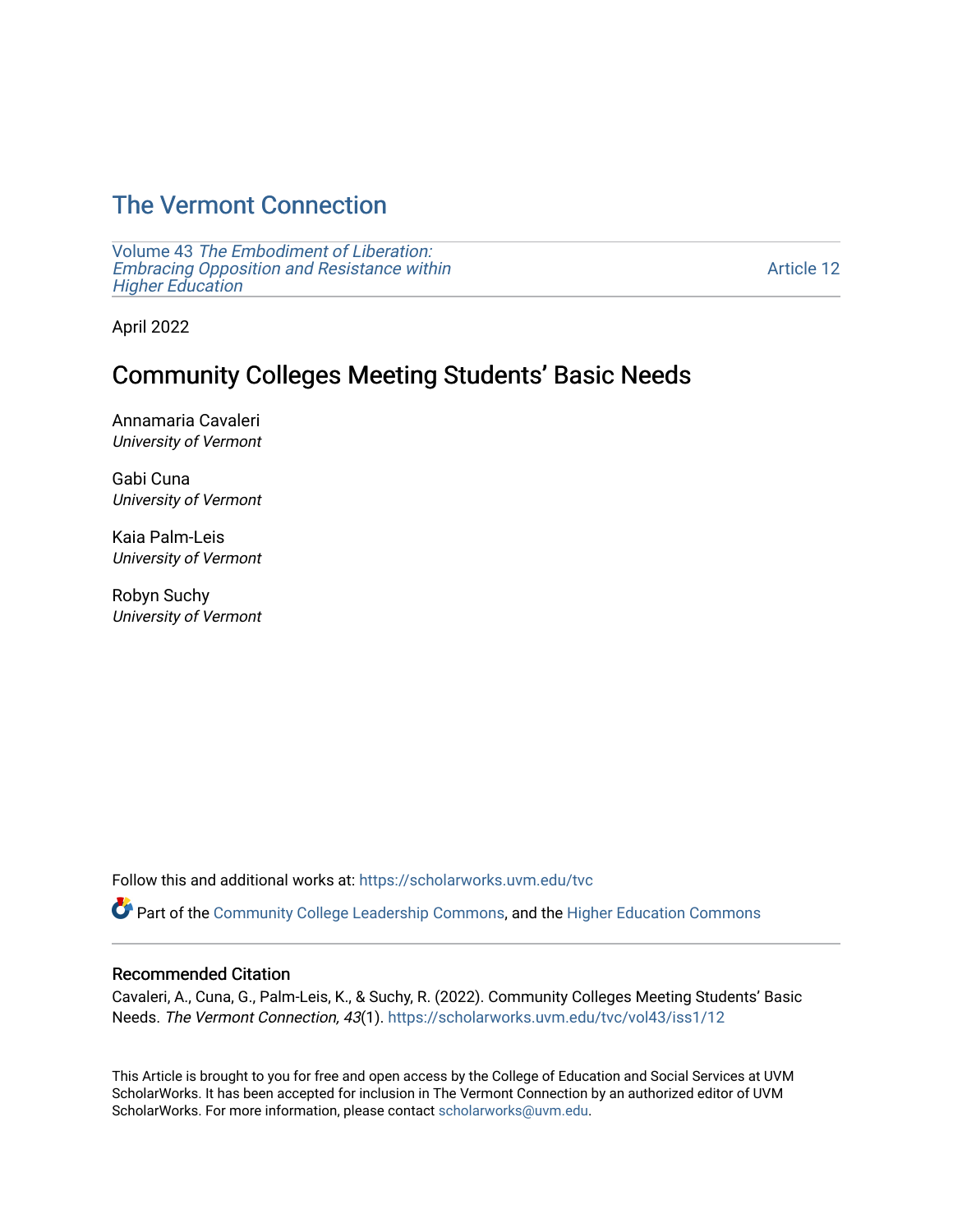# The Vermont Connection

Volume 43 *The Embodiment of Liberation: Embracing Opposition and Resistance within Higher Education*

Article 12

April 2022

## Community Colleges Meeting Students' Basic Needs

Annamaria Cavaleri
*University of Vermont*

Gabi Cuna
*University of Vermont*

Kaia Palm-Leis
*University of Vermont*

Robyn Suchy
*University of Vermont*

Follow this and additional works at: https://scholarworks.uvm.edu/tvc

Part of the Community College Leadership Commons, and the Higher Education Commons

### Recommended Citation

Cavaleri, A., Cuna, G., Palm-Leis, K., & Suchy, R. (2022). Community Colleges Meeting Students' Basic Needs. *The Vermont Connection, 43*(1). https://scholarworks.uvm.edu/tvc/vol43/iss1/12

This Article is brought to you for free and open access by the College of Education and Social Services at UVM ScholarWorks. It has been accepted for inclusion in The Vermont Connection by an authorized editor of UVM ScholarWorks. For more information, please contact scholarworks@uvm.edu.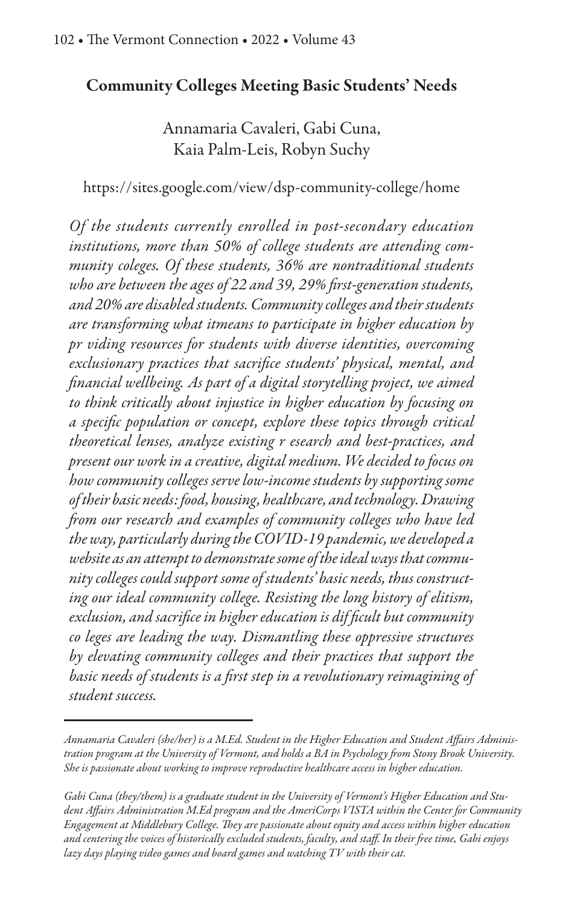## Community Colleges Meeting Basic Students' Needs

Annamaria Cavaleri, Gabi Cuna, Kaia Palm-Leis, Robyn Suchy

https://sites.google.com/view/dsp-community-college/home

*Of the students currently enrolled in post-secondary education institutions, more than 50% of college students are attending community coleges. Of these students, 36% are nontraditional students who are between the ages of 22 and 39, 29% first-generation students, and 20% are disabled students. Community colleges and their students are transforming what itmeans to participate in higher education by pr viding resources for students with diverse identities, overcoming exclusionary practices that sacrifice students' physical, mental, and financial wellbeing. As part of a digital storytelling project, we aimed to think critically about injustice in higher education by focusing on a specific population or concept, explore these topics through critical theoretical lenses, analyze existing r esearch and best-practices, and present our work in a creative, digital medium. We decided to focus on how community colleges serve low-income students by supporting some of their basic needs: food, housing, healthcare, and technology. Drawing from our research and examples of community colleges who have led the way, particularly during the COVID-19 pandemic, we developed a website as an attempt to demonstrate some of the ideal ways that community colleges could support some of students' basic needs, thus constructing our ideal community college. Resisting the long history of elitism, exclusion, and sacrifice in higher education is difficult but community co leges are leading the way. Dismantling these oppressive structures by elevating community colleges and their practices that support the basic needs of students is a first step in a revolutionary reimagining of student success.*

---

*Annamaria Cavaleri (she/her) is a M.Ed. Student in the Higher Education and Student Affairs Administration program at the University of Vermont, and holds a BA in Psychology from Stony Brook University. She is passionate about working to improve reproductive healthcare access in higher education.*

*Gabi Cuna (they/them) is a graduate student in the University of Vermont's Higher Education and Student Affairs Administration M.Ed program and the AmeriCorps VISTA within the Center for Community Engagement at Middlebury College. They are passionate about equity and access within higher education and centering the voices of historically excluded students, faculty, and staff. In their free time, Gabi enjoys lazy days playing video games and board games and watching TV with their cat.*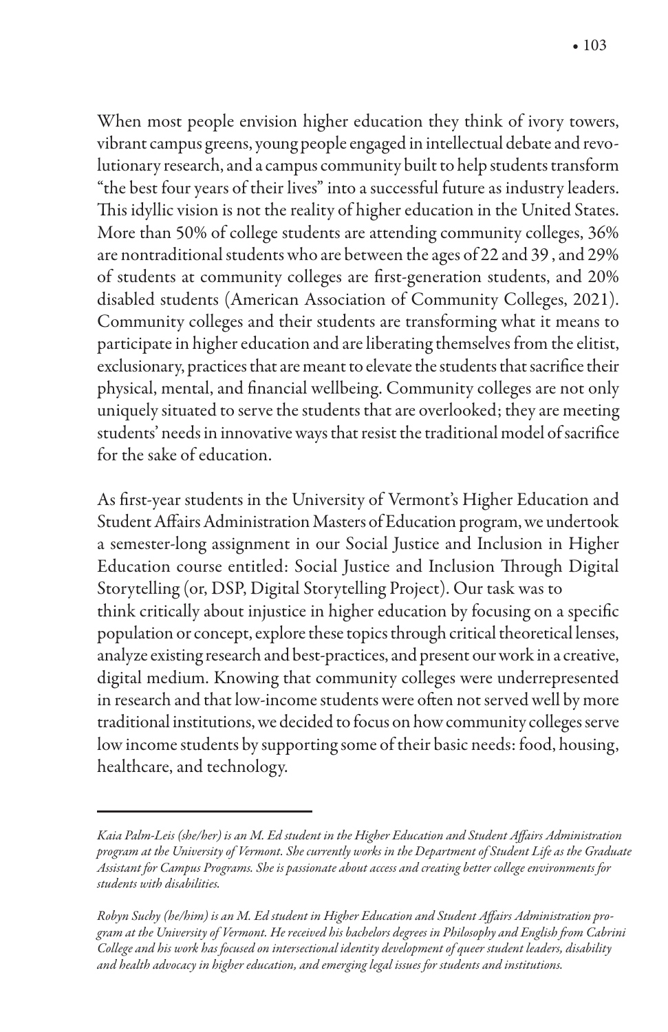When most people envision higher education they think of ivory towers, vibrant campus greens, young people engaged in intellectual debate and revolutionary research, and a campus community built to help students transform "the best four years of their lives" into a successful future as industry leaders. This idyllic vision is not the reality of higher education in the United States. More than 50% of college students are attending community colleges, 36% are nontraditional students who are between the ages of 22 and 39 , and 29% of students at community colleges are first-generation students, and 20% disabled students (American Association of Community Colleges, 2021). Community colleges and their students are transforming what it means to participate in higher education and are liberating themselves from the elitist, exclusionary, practices that are meant to elevate the students that sacrifice their physical, mental, and financial wellbeing. Community colleges are not only uniquely situated to serve the students that are overlooked; they are meeting students' needs in innovative ways that resist the traditional model of sacrifice for the sake of education.

As first-year students in the University of Vermont's Higher Education and Student Affairs Administration Masters of Education program, we undertook a semester-long assignment in our Social Justice and Inclusion in Higher Education course entitled: Social Justice and Inclusion Through Digital Storytelling (or, DSP, Digital Storytelling Project). Our task was to think critically about injustice in higher education by focusing on a specific population or concept, explore these topics through critical theoretical lenses, analyze existing research and best-practices, and present our work in a creative, digital medium. Knowing that community colleges were underrepresented in research and that low-income students were often not served well by more traditional institutions, we decided to focus on how community colleges serve low income students by supporting some of their basic needs: food, housing, healthcare, and technology.

---

*Kaia Palm-Leis (she/her) is an M. Ed student in the Higher Education and Student Affairs Administration program at the University of Vermont. She currently works in the Department of Student Life as the Graduate Assistant for Campus Programs. She is passionate about access and creating better college environments for students with disabilities.*

*Robyn Suchy (he/him) is an M. Ed student in Higher Education and Student Affairs Administration program at the University of Vermont. He received his bachelors degrees in Philosophy and English from Cabrini College and his work has focused on intersectional identity development of queer student leaders, disability and health advocacy in higher education, and emerging legal issues for students and institutions.*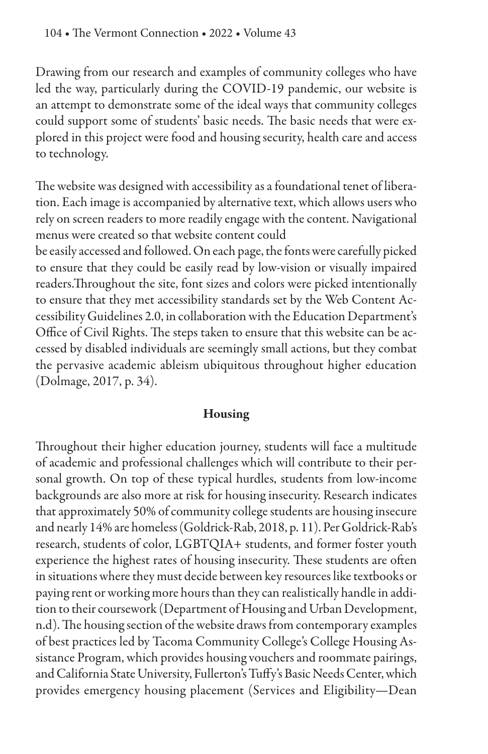Drawing from our research and examples of community colleges who have led the way, particularly during the COVID-19 pandemic, our website is an attempt to demonstrate some of the ideal ways that community colleges could support some of students' basic needs. The basic needs that were explored in this project were food and housing security, health care and access to technology.

The website was designed with accessibility as a foundational tenet of liberation. Each image is accompanied by alternative text, which allows users who rely on screen readers to more readily engage with the content. Navigational menus were created so that website content could be easily accessed and followed. On each page, the fonts were carefully picked to ensure that they could be easily read by low-vision or visually impaired readers. Throughout the site, font sizes and colors were picked intentionally to ensure that they met accessibility standards set by the Web Content Accessibility Guidelines 2.0, in collaboration with the Education Department's Office of Civil Rights. The steps taken to ensure that this website can be accessed by disabled individuals are seemingly small actions, but they combat the pervasive academic ableism ubiquitous throughout higher education (Dolmage, 2017, p. 34).

## Housing

Throughout their higher education journey, students will face a multitude of academic and professional challenges which will contribute to their personal growth. On top of these typical hurdles, students from low-income backgrounds are also more at risk for housing insecurity. Research indicates that approximately 50% of community college students are housing insecure and nearly 14% are homeless (Goldrick-Rab, 2018, p. 11). Per Goldrick-Rab's research, students of color, LGBTQIA+ students, and former foster youth experience the highest rates of housing insecurity. These students are often in situations where they must decide between key resources like textbooks or paying rent or working more hours than they can realistically handle in addition to their coursework (Department of Housing and Urban Development, n.d). The housing section of the website draws from contemporary examples of best practices led by Tacoma Community College's College Housing Assistance Program, which provides housing vouchers and roommate pairings, and California State University, Fullerton's Tuffy's Basic Needs Center, which provides emergency housing placement (Services and Eligibility—Dean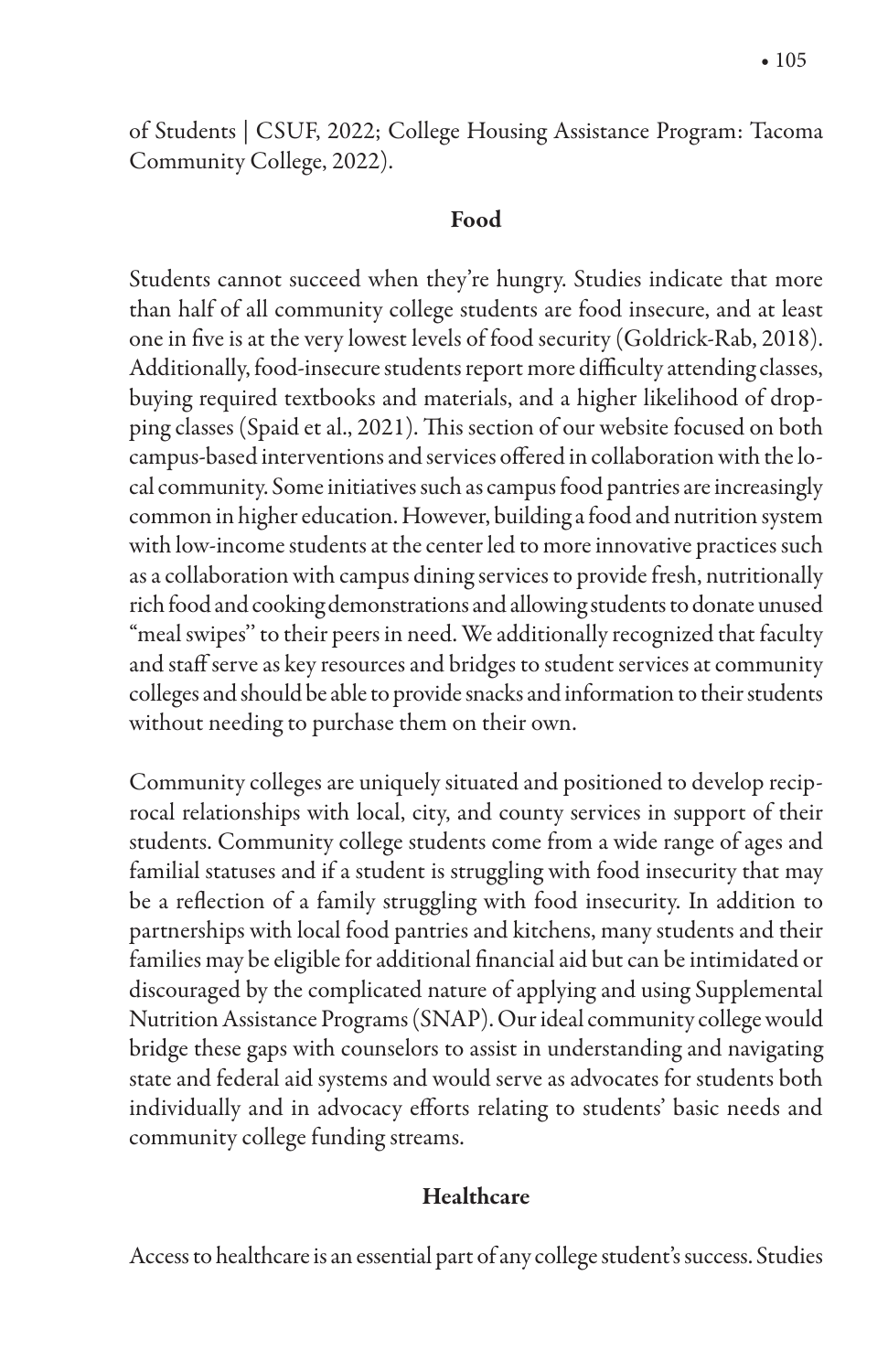of Students | CSUF, 2022; College Housing Assistance Program: Tacoma Community College, 2022).

### Food

Students cannot succeed when they're hungry. Studies indicate that more than half of all community college students are food insecure, and at least one in five is at the very lowest levels of food security (Goldrick-Rab, 2018). Additionally, food-insecure students report more difficulty attending classes, buying required textbooks and materials, and a higher likelihood of dropping classes (Spaid et al., 2021). This section of our website focused on both campus-based interventions and services offered in collaboration with the local community. Some initiatives such as campus food pantries are increasingly common in higher education. However, building a food and nutrition system with low-income students at the center led to more innovative practices such as a collaboration with campus dining services to provide fresh, nutritionally rich food and cooking demonstrations and allowing students to donate unused "meal swipes" to their peers in need. We additionally recognized that faculty and staff serve as key resources and bridges to student services at community colleges and should be able to provide snacks and information to their students without needing to purchase them on their own.

Community colleges are uniquely situated and positioned to develop reciprocal relationships with local, city, and county services in support of their students. Community college students come from a wide range of ages and familial statuses and if a student is struggling with food insecurity that may be a reflection of a family struggling with food insecurity. In addition to partnerships with local food pantries and kitchens, many students and their families may be eligible for additional financial aid but can be intimidated or discouraged by the complicated nature of applying and using Supplemental Nutrition Assistance Programs (SNAP). Our ideal community college would bridge these gaps with counselors to assist in understanding and navigating state and federal aid systems and would serve as advocates for students both individually and in advocacy efforts relating to students' basic needs and community college funding streams.

### Healthcare

Access to healthcare is an essential part of any college student's success. Studies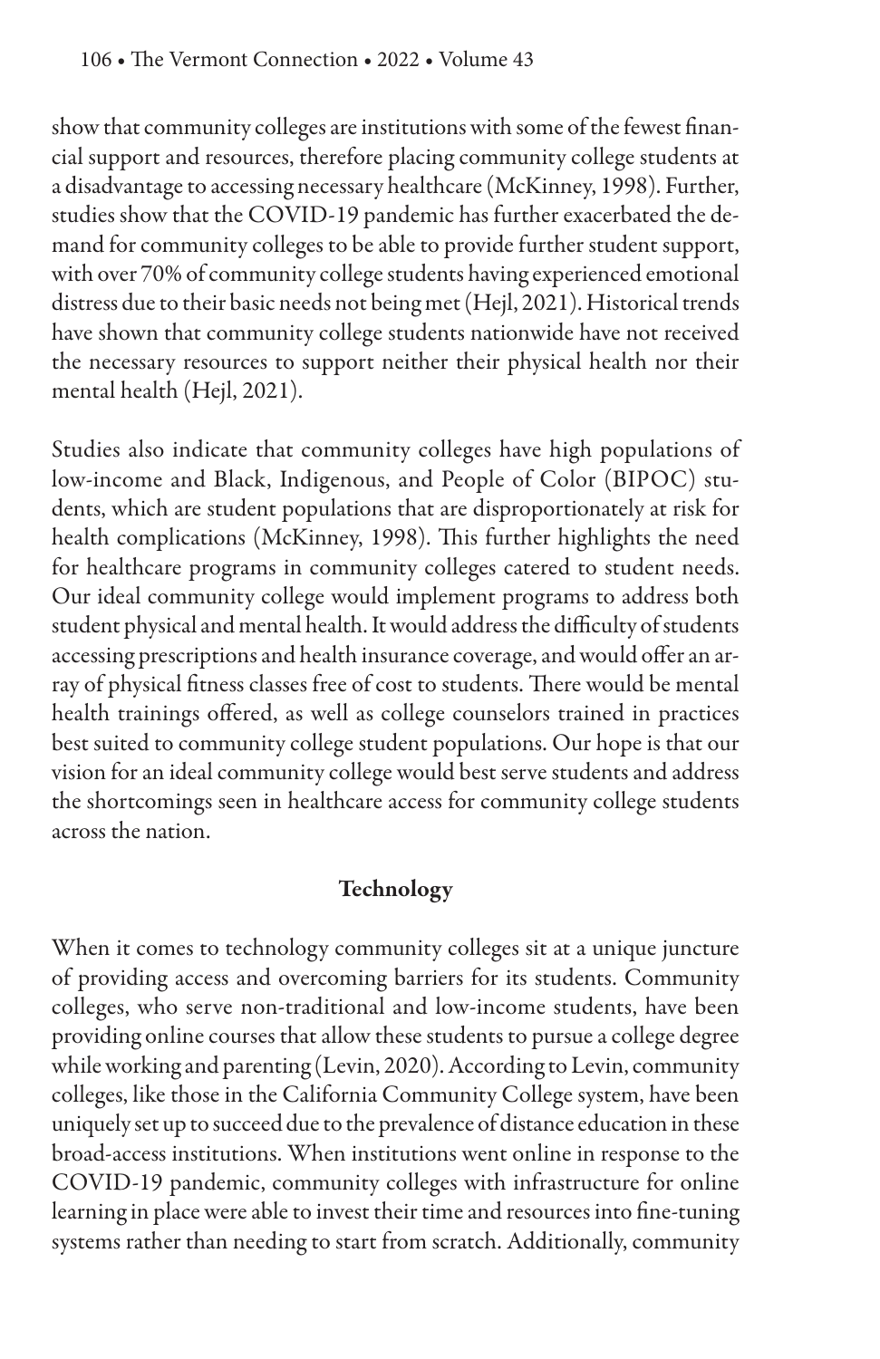show that community colleges are institutions with some of the fewest financial support and resources, therefore placing community college students at a disadvantage to accessing necessary healthcare (McKinney, 1998). Further, studies show that the COVID-19 pandemic has further exacerbated the demand for community colleges to be able to provide further student support, with over 70% of community college students having experienced emotional distress due to their basic needs not being met (Hejl, 2021). Historical trends have shown that community college students nationwide have not received the necessary resources to support neither their physical health nor their mental health (Hejl, 2021).

Studies also indicate that community colleges have high populations of low-income and Black, Indigenous, and People of Color (BIPOC) students, which are student populations that are disproportionately at risk for health complications (McKinney, 1998). This further highlights the need for healthcare programs in community colleges catered to student needs. Our ideal community college would implement programs to address both student physical and mental health. It would address the difficulty of students accessing prescriptions and health insurance coverage, and would offer an array of physical fitness classes free of cost to students. There would be mental health trainings offered, as well as college counselors trained in practices best suited to community college student populations. Our hope is that our vision for an ideal community college would best serve students and address the shortcomings seen in healthcare access for community college students across the nation.

## Technology

When it comes to technology community colleges sit at a unique juncture of providing access and overcoming barriers for its students. Community colleges, who serve non-traditional and low-income students, have been providing online courses that allow these students to pursue a college degree while working and parenting (Levin, 2020). According to Levin, community colleges, like those in the California Community College system, have been uniquely set up to succeed due to the prevalence of distance education in these broad-access institutions. When institutions went online in response to the COVID-19 pandemic, community colleges with infrastructure for online learning in place were able to invest their time and resources into fine-tuning systems rather than needing to start from scratch. Additionally, community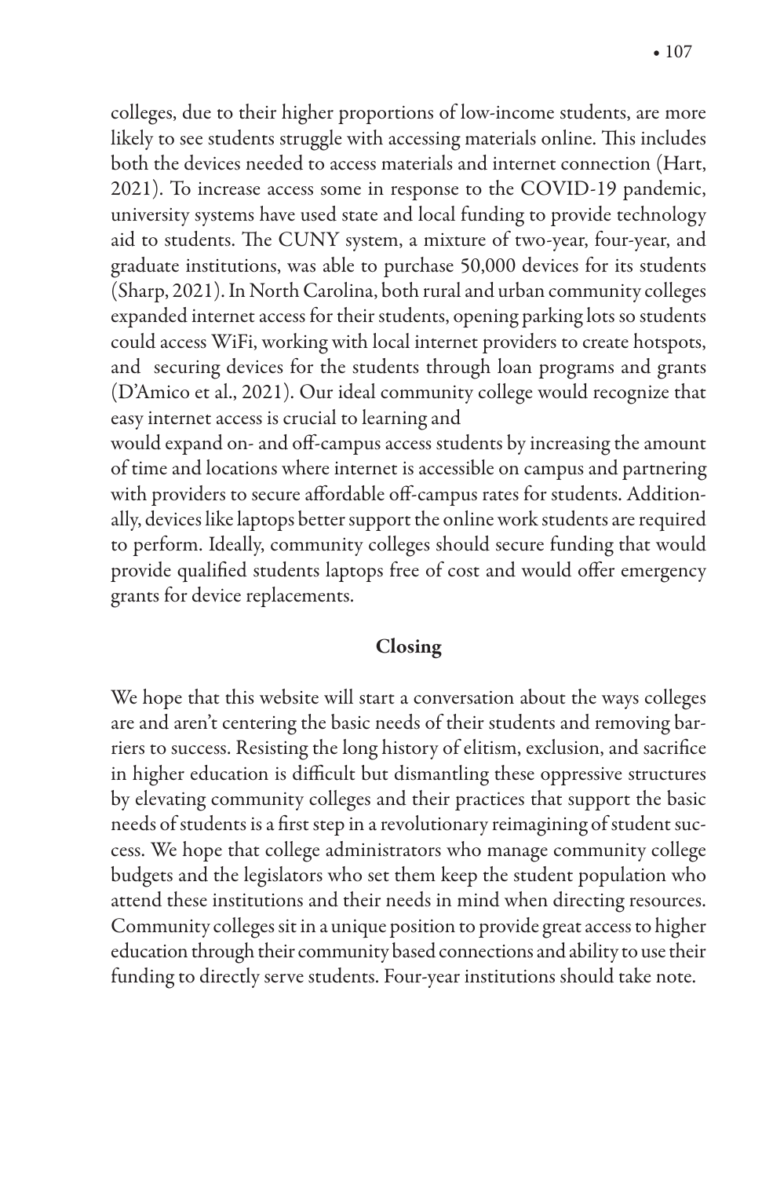colleges, due to their higher proportions of low-income students, are more likely to see students struggle with accessing materials online. This includes both the devices needed to access materials and internet connection (Hart, 2021). To increase access some in response to the COVID-19 pandemic, university systems have used state and local funding to provide technology aid to students. The CUNY system, a mixture of two-year, four-year, and graduate institutions, was able to purchase 50,000 devices for its students (Sharp, 2021). In North Carolina, both rural and urban community colleges expanded internet access for their students, opening parking lots so students could access WiFi, working with local internet providers to create hotspots, and securing devices for the students through loan programs and grants (D'Amico et al., 2021). Our ideal community college would recognize that easy internet access is crucial to learning and

would expand on- and off-campus access students by increasing the amount of time and locations where internet is accessible on campus and partnering with providers to secure affordable off-campus rates for students. Additionally, devices like laptops better support the online work students are required to perform. Ideally, community colleges should secure funding that would provide qualified students laptops free of cost and would offer emergency grants for device replacements.

## Closing

We hope that this website will start a conversation about the ways colleges are and aren't centering the basic needs of their students and removing barriers to success. Resisting the long history of elitism, exclusion, and sacrifice in higher education is difficult but dismantling these oppressive structures by elevating community colleges and their practices that support the basic needs of students is a first step in a revolutionary reimagining of student success. We hope that college administrators who manage community college budgets and the legislators who set them keep the student population who attend these institutions and their needs in mind when directing resources. Community colleges sit in a unique position to provide great access to higher education through their community based connections and ability to use their funding to directly serve students. Four-year institutions should take note.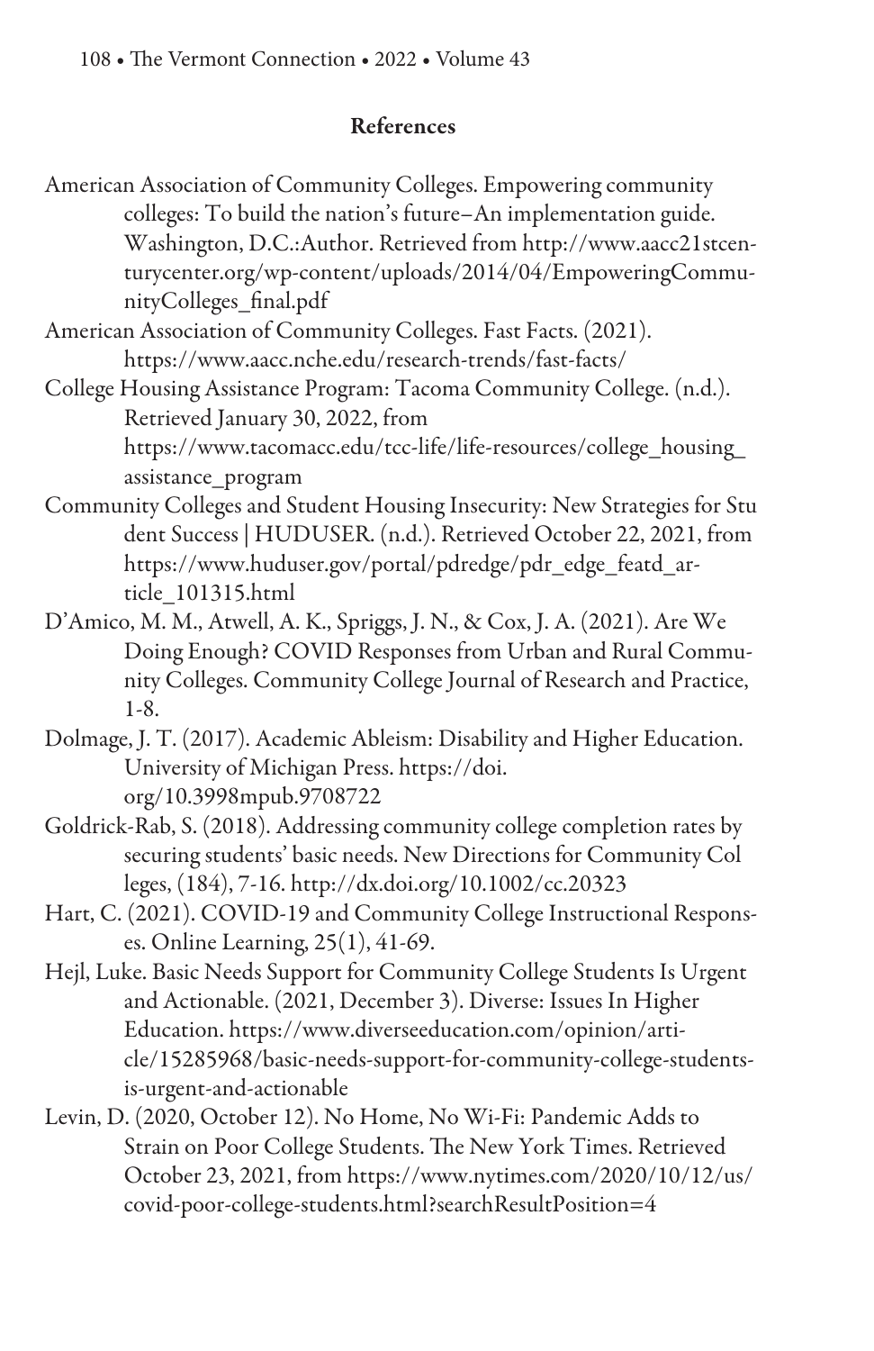## References

American Association of Community Colleges. Empowering community colleges: To build the nation's future–An implementation guide. Washington, D.C.:Author. Retrieved from http://www.aacc21stcenturycenter.org/wp-content/uploads/2014/04/EmpoweringCommunityColleges_final.pdf

American Association of Community Colleges. Fast Facts. (2021). https://www.aacc.nche.edu/research-trends/fast-facts/

College Housing Assistance Program: Tacoma Community College. (n.d.). Retrieved January 30, 2022, from https://www.tacomacc.edu/tcc-life/life-resources/college_housing_assistance_program

Community Colleges and Student Housing Insecurity: New Strategies for Student Success | HUDUSER. (n.d.). Retrieved October 22, 2021, from https://www.huduser.gov/portal/pdredge/pdr_edge_featd_article_101315.html

D'Amico, M. M., Atwell, A. K., Spriggs, J. N., & Cox, J. A. (2021). Are We Doing Enough? COVID Responses from Urban and Rural Community Colleges. Community College Journal of Research and Practice, 1-8.

Dolmage, J. T. (2017). Academic Ableism: Disability and Higher Education. University of Michigan Press. https://doi.org/10.3998mpub.9708722

Goldrick-Rab, S. (2018). Addressing community college completion rates by securing students' basic needs. New Directions for Community Colleges, (184), 7-16. http://dx.doi.org/10.1002/cc.20323

Hart, C. (2021). COVID-19 and Community College Instructional Responses. Online Learning, 25(1), 41-69.

Hejl, Luke. Basic Needs Support for Community College Students Is Urgent and Actionable. (2021, December 3). Diverse: Issues In Higher Education. https://www.diverseeducation.com/opinion/article/15285968/basic-needs-support-for-community-college-students-is-urgent-and-actionable

Levin, D. (2020, October 12). No Home, No Wi-Fi: Pandemic Adds to Strain on Poor College Students. The New York Times. Retrieved October 23, 2021, from https://www.nytimes.com/2020/10/12/us/covid-poor-college-students.html?searchResultPosition=4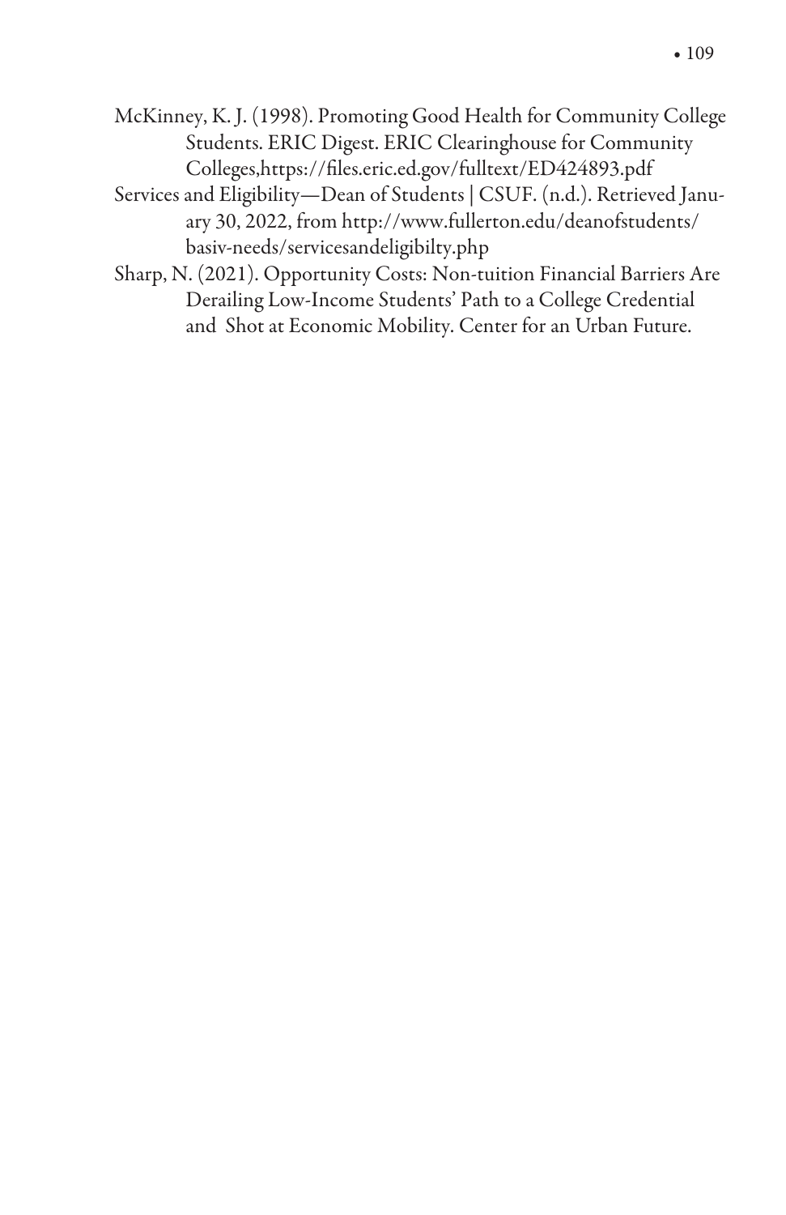McKinney, K. J. (1998). Promoting Good Health for Community College Students. ERIC Digest. ERIC Clearinghouse for Community Colleges,https://files.eric.ed.gov/fulltext/ED424893.pdf

Services and Eligibility—Dean of Students | CSUF. (n.d.). Retrieved January 30, 2022, from http://www.fullerton.edu/deanofstudents/basiv-needs/servicesandeligibilty.php

Sharp, N. (2021). Opportunity Costs: Non-tuition Financial Barriers Are Derailing Low-Income Students' Path to a College Credential and Shot at Economic Mobility. Center for an Urban Future.